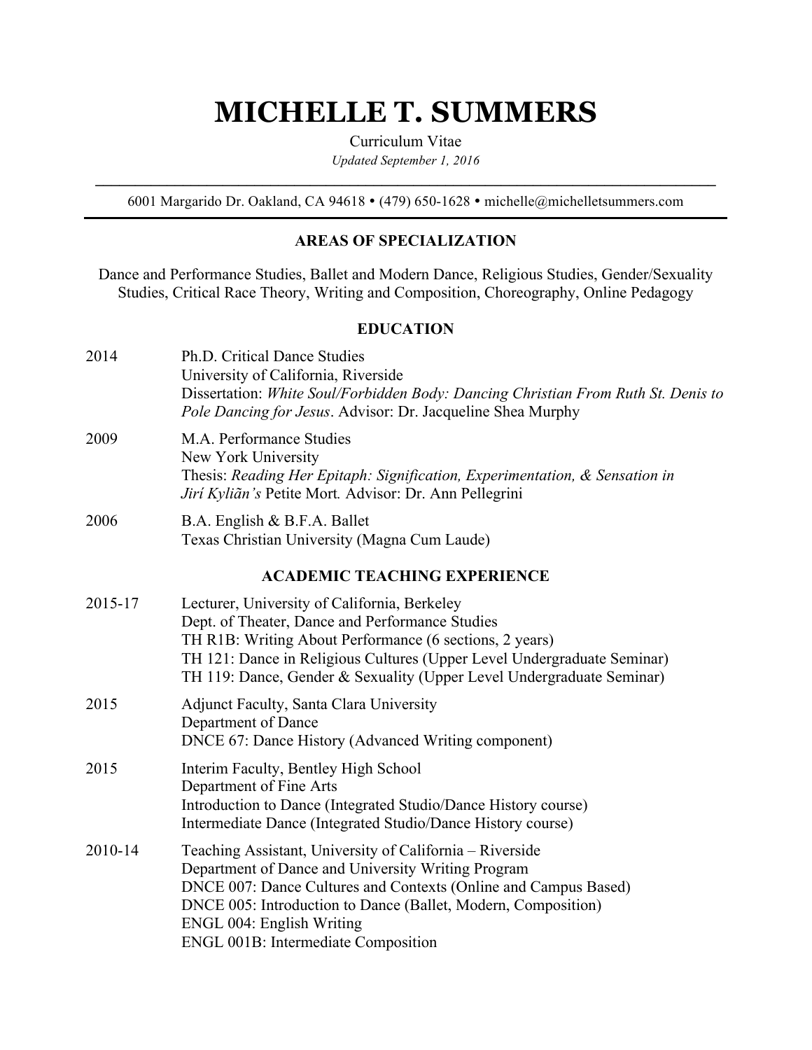# MICHELLE T. SUMMERS

Curriculum Vitae

*Updated September 1, 2016*

---

6001 Margarido Dr. Oakland, CA 94618 • (479) 650-1628 • michelle@michelletsummers.com

---

## AREAS OF SPECIALIZATION

Dance and Performance Studies, Ballet and Modern Dance, Religious Studies, Gender/Sexuality Studies, Critical Race Theory, Writing and Composition, Choreography, Online Pedagogy

## EDUCATION

**2014**
Ph.D. Critical Dance Studies
University of California, Riverside
Dissertation: *White Soul/Forbidden Body: Dancing Christian From Ruth St. Denis to Pole Dancing for Jesus*. Advisor: Dr. Jacqueline Shea Murphy

**2009**
M.A. Performance Studies
New York University
Thesis: *Reading Her Epitaph: Signification, Experimentation, & Sensation in Jirí Kyliãn's* Petite Mort*.* Advisor: Dr. Ann Pellegrini

**2006**
B.A. English & B.F.A. Ballet
Texas Christian University (Magna Cum Laude)

## ACADEMIC TEACHING EXPERIENCE

**2015-17**
Lecturer, University of California, Berkeley
Dept. of Theater, Dance and Performance Studies
TH R1B: Writing About Performance (6 sections, 2 years)
TH 121: Dance in Religious Cultures (Upper Level Undergraduate Seminar)
TH 119: Dance, Gender & Sexuality (Upper Level Undergraduate Seminar)

**2015**
Adjunct Faculty, Santa Clara University
Department of Dance
DNCE 67: Dance History (Advanced Writing component)

**2015**
Interim Faculty, Bentley High School
Department of Fine Arts
Introduction to Dance (Integrated Studio/Dance History course)
Intermediate Dance (Integrated Studio/Dance History course)

**2010-14**
Teaching Assistant, University of California – Riverside
Department of Dance and University Writing Program
DNCE 007: Dance Cultures and Contexts (Online and Campus Based)
DNCE 005: Introduction to Dance (Ballet, Modern, Composition)
ENGL 004: English Writing
ENGL 001B: Intermediate Composition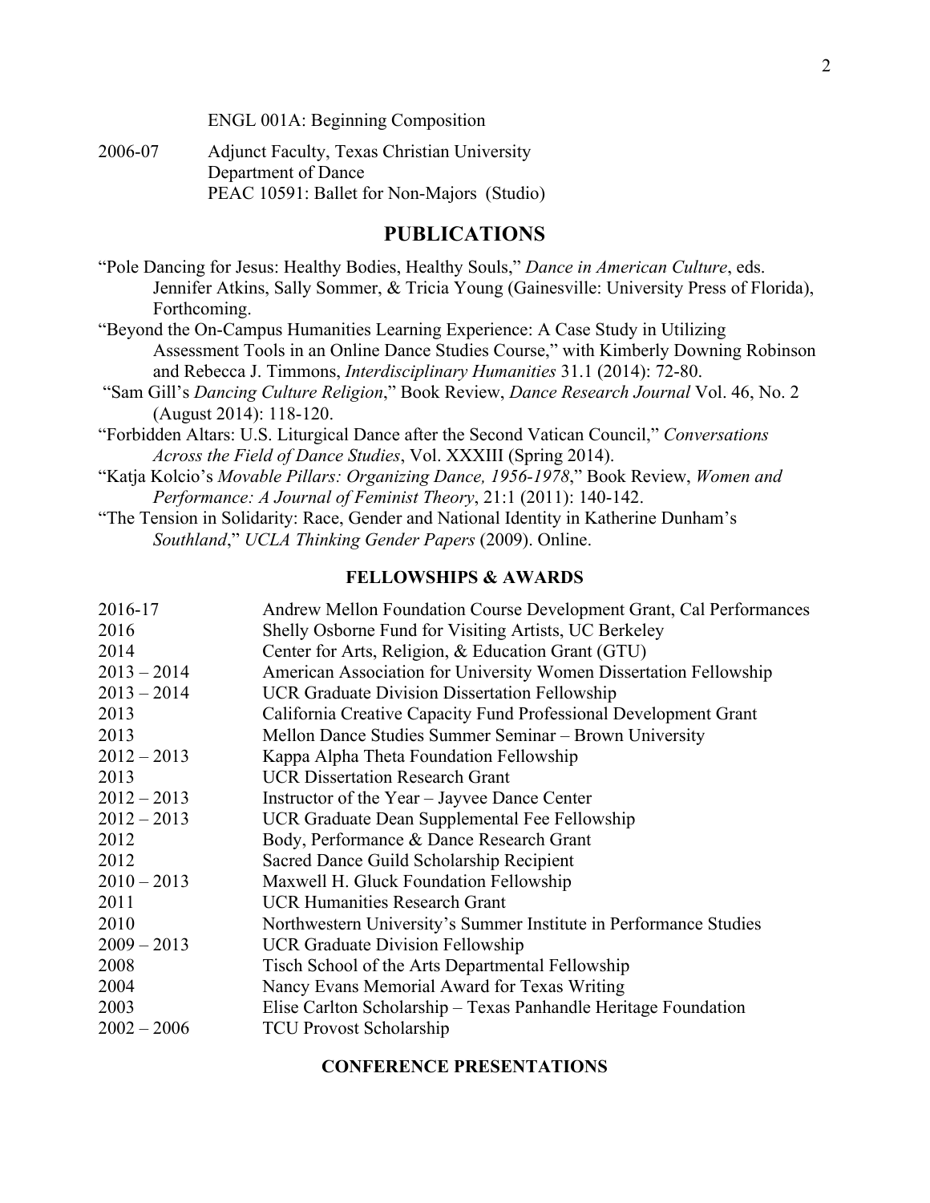ENGL 001A: Beginning Composition

2006-07 Adjunct Faculty, Texas Christian University
Department of Dance
PEAC 10591: Ballet for Non-Majors (Studio)

## PUBLICATIONS

"Pole Dancing for Jesus: Healthy Bodies, Healthy Souls," *Dance in American Culture*, eds. Jennifer Atkins, Sally Sommer, & Tricia Young (Gainesville: University Press of Florida), Forthcoming.

"Beyond the On-Campus Humanities Learning Experience: A Case Study in Utilizing Assessment Tools in an Online Dance Studies Course," with Kimberly Downing Robinson and Rebecca J. Timmons, *Interdisciplinary Humanities* 31.1 (2014): 72-80.

"Sam Gill's *Dancing Culture Religion*," Book Review, *Dance Research Journal* Vol. 46, No. 2 (August 2014): 118-120.

"Forbidden Altars: U.S. Liturgical Dance after the Second Vatican Council," *Conversations Across the Field of Dance Studies*, Vol. XXXIII (Spring 2014).

"Katja Kolcio's *Movable Pillars: Organizing Dance, 1956-1978*," Book Review, *Women and Performance: A Journal of Feminist Theory*, 21:1 (2011): 140-142.

"The Tension in Solidarity: Race, Gender and National Identity in Katherine Dunham's *Southland*," *UCLA Thinking Gender Papers* (2009). Online.

### FELLOWSHIPS & AWARDS

| | |
|---|---|
| 2016-17 | Andrew Mellon Foundation Course Development Grant, Cal Performances |
| 2016 | Shelly Osborne Fund for Visiting Artists, UC Berkeley |
| 2014 | Center for Arts, Religion, & Education Grant (GTU) |
| 2013 – 2014 | American Association for University Women Dissertation Fellowship |
| 2013 – 2014 | UCR Graduate Division Dissertation Fellowship |
| 2013 | California Creative Capacity Fund Professional Development Grant |
| 2013 | Mellon Dance Studies Summer Seminar – Brown University |
| 2012 – 2013 | Kappa Alpha Theta Foundation Fellowship |
| 2013 | UCR Dissertation Research Grant |
| 2012 – 2013 | Instructor of the Year – Jayvee Dance Center |
| 2012 – 2013 | UCR Graduate Dean Supplemental Fee Fellowship |
| 2012 | Body, Performance & Dance Research Grant |
| 2012 | Sacred Dance Guild Scholarship Recipient |
| 2010 – 2013 | Maxwell H. Gluck Foundation Fellowship |
| 2011 | UCR Humanities Research Grant |
| 2010 | Northwestern University's Summer Institute in Performance Studies |
| 2009 – 2013 | UCR Graduate Division Fellowship |
| 2008 | Tisch School of the Arts Departmental Fellowship |
| 2004 | Nancy Evans Memorial Award for Texas Writing |
| 2003 | Elise Carlton Scholarship – Texas Panhandle Heritage Foundation |
| 2002 – 2006 | TCU Provost Scholarship |

### CONFERENCE PRESENTATIONS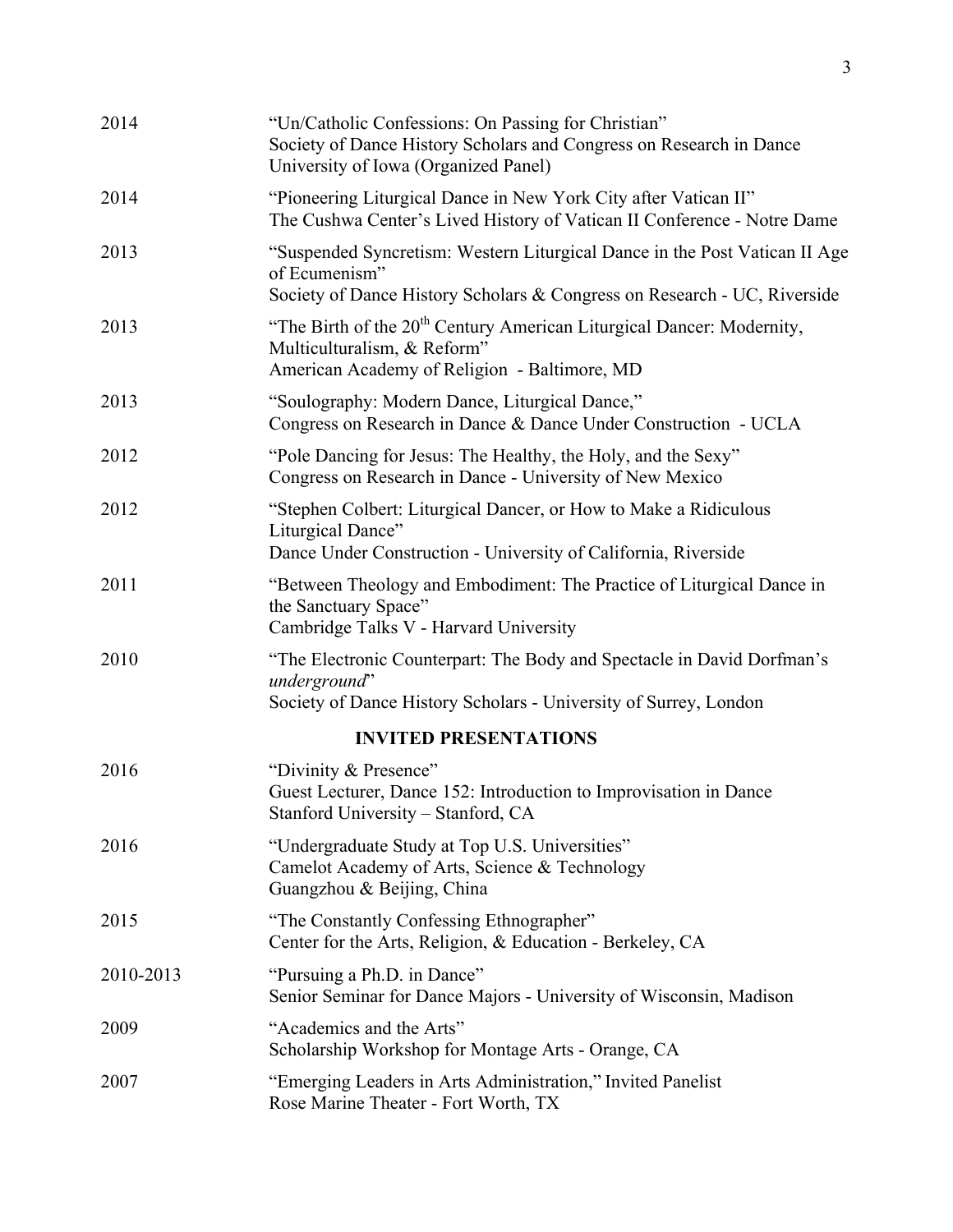2014 “Un/Catholic Confessions: On Passing for Christian”
Society of Dance History Scholars and Congress on Research in Dance
University of Iowa (Organized Panel)

2014 “Pioneering Liturgical Dance in New York City after Vatican II”
The Cushwa Center’s Lived History of Vatican II Conference - Notre Dame

2013 “Suspended Syncretism: Western Liturgical Dance in the Post Vatican II Age of Ecumenism”
Society of Dance History Scholars & Congress on Research - UC, Riverside

2013 “The Birth of the 20th Century American Liturgical Dancer: Modernity, Multiculturalism, & Reform”
American Academy of Religion - Baltimore, MD

2013 “Soulography: Modern Dance, Liturgical Dance,”
Congress on Research in Dance & Dance Under Construction - UCLA

2012 “Pole Dancing for Jesus: The Healthy, the Holy, and the Sexy”
Congress on Research in Dance - University of New Mexico

2012 “Stephen Colbert: Liturgical Dancer, or How to Make a Ridiculous Liturgical Dance”
Dance Under Construction - University of California, Riverside

2011 “Between Theology and Embodiment: The Practice of Liturgical Dance in the Sanctuary Space”
Cambridge Talks V - Harvard University

2010 “The Electronic Counterpart: The Body and Spectacle in David Dorfman’s *underground*”
Society of Dance History Scholars - University of Surrey, London

## INVITED PRESENTATIONS

2016 “Divinity & Presence”
Guest Lecturer, Dance 152: Introduction to Improvisation in Dance
Stanford University – Stanford, CA

2016 “Undergraduate Study at Top U.S. Universities”
Camelot Academy of Arts, Science & Technology
Guangzhou & Beijing, China

2015 “The Constantly Confessing Ethnographer”
Center for the Arts, Religion, & Education - Berkeley, CA

2010-2013 “Pursuing a Ph.D. in Dance”
Senior Seminar for Dance Majors - University of Wisconsin, Madison

2009 “Academics and the Arts”
Scholarship Workshop for Montage Arts - Orange, CA

2007 “Emerging Leaders in Arts Administration,” Invited Panelist
Rose Marine Theater - Fort Worth, TX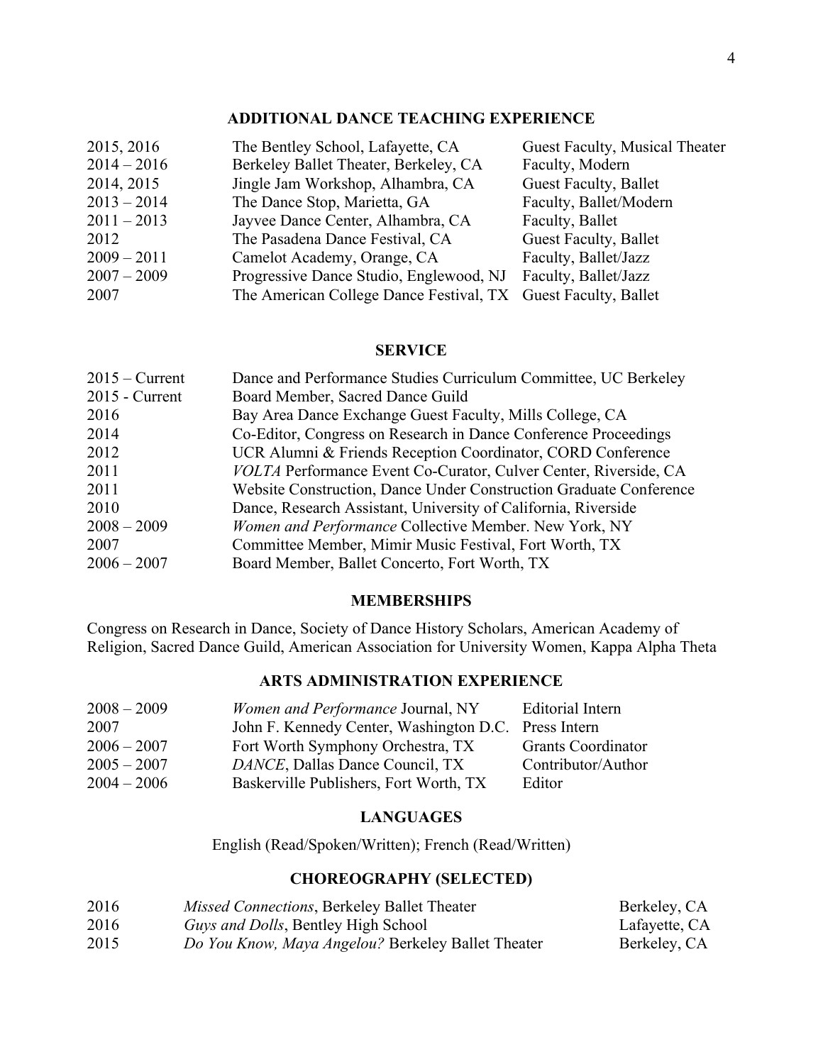## ADDITIONAL DANCE TEACHING EXPERIENCE

| | | |
|---|---|---|
| 2015, 2016 | The Bentley School, Lafayette, CA | Guest Faculty, Musical Theater |
| 2014 – 2016 | Berkeley Ballet Theater, Berkeley, CA | Faculty, Modern |
| 2014, 2015 | Jingle Jam Workshop, Alhambra, CA | Guest Faculty, Ballet |
| 2013 – 2014 | The Dance Stop, Marietta, GA | Faculty, Ballet/Modern |
| 2011 – 2013 | Jayvee Dance Center, Alhambra, CA | Faculty, Ballet |
| 2012 | The Pasadena Dance Festival, CA | Guest Faculty, Ballet |
| 2009 – 2011 | Camelot Academy, Orange, CA | Faculty, Ballet/Jazz |
| 2007 – 2009 | Progressive Dance Studio, Englewood, NJ | Faculty, Ballet/Jazz |
| 2007 | The American College Dance Festival, TX | Guest Faculty, Ballet |

## SERVICE

| | |
|---|---|
| 2015 – Current | Dance and Performance Studies Curriculum Committee, UC Berkeley |
| 2015 - Current | Board Member, Sacred Dance Guild |
| 2016 | Bay Area Dance Exchange Guest Faculty, Mills College, CA |
| 2014 | Co-Editor, Congress on Research in Dance Conference Proceedings |
| 2012 | UCR Alumni & Friends Reception Coordinator, CORD Conference |
| 2011 | *VOLTA* Performance Event Co-Curator, Culver Center, Riverside, CA |
| 2011 | Website Construction, Dance Under Construction Graduate Conference |
| 2010 | Dance, Research Assistant, University of California, Riverside |
| 2008 – 2009 | *Women and Performance* Collective Member. New York, NY |
| 2007 | Committee Member, Mimir Music Festival, Fort Worth, TX |
| 2006 – 2007 | Board Member, Ballet Concerto, Fort Worth, TX |

## MEMBERSHIPS

Congress on Research in Dance, Society of Dance History Scholars, American Academy of Religion, Sacred Dance Guild, American Association for University Women, Kappa Alpha Theta

## ARTS ADMINISTRATION EXPERIENCE

| | | |
|---|---|---|
| 2008 – 2009 | *Women and Performance* Journal, NY | Editorial Intern |
| 2007 | John F. Kennedy Center, Washington D.C. | Press Intern |
| 2006 – 2007 | Fort Worth Symphony Orchestra, TX | Grants Coordinator |
| 2005 – 2007 | *DANCE*, Dallas Dance Council, TX | Contributor/Author |
| 2004 – 2006 | Baskerville Publishers, Fort Worth, TX | Editor |

## LANGUAGES

English (Read/Spoken/Written); French (Read/Written)

## CHOREOGRAPHY (SELECTED)

| | | |
|---|---|---|
| 2016 | *Missed Connections*, Berkeley Ballet Theater | Berkeley, CA |
| 2016 | *Guys and Dolls*, Bentley High School | Lafayette, CA |
| 2015 | *Do You Know, Maya Angelou?* Berkeley Ballet Theater | Berkeley, CA |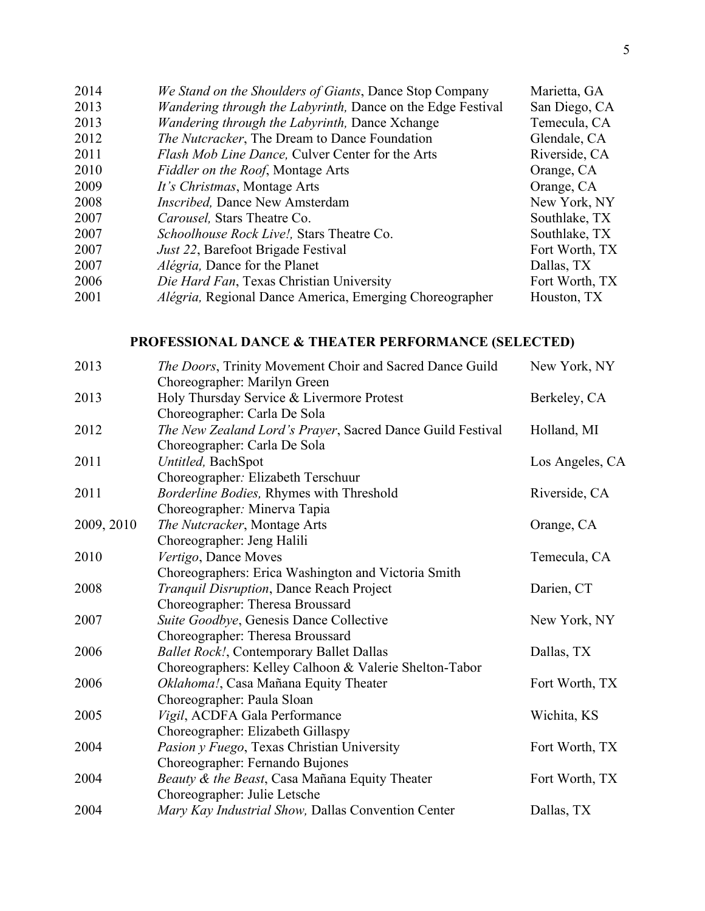| | | |
|---|---|---|
| 2014 | *We Stand on the Shoulders of Giants*, Dance Stop Company | Marietta, GA |
| 2013 | *Wandering through the Labyrinth,* Dance on the Edge Festival | San Diego, CA |
| 2013 | *Wandering through the Labyrinth,* Dance Xchange | Temecula, CA |
| 2012 | *The Nutcracker*, The Dream to Dance Foundation | Glendale, CA |
| 2011 | *Flash Mob Line Dance,* Culver Center for the Arts | Riverside, CA |
| 2010 | *Fiddler on the Roof*, Montage Arts | Orange, CA |
| 2009 | *It's Christmas*, Montage Arts | Orange, CA |
| 2008 | *Inscribed,* Dance New Amsterdam | New York, NY |
| 2007 | *Carousel,* Stars Theatre Co. | Southlake, TX |
| 2007 | *Schoolhouse Rock Live!,* Stars Theatre Co. | Southlake, TX |
| 2007 | *Just 22*, Barefoot Brigade Festival | Fort Worth, TX |
| 2007 | *Alégria,* Dance for the Planet | Dallas, TX |
| 2006 | *Die Hard Fan*, Texas Christian University | Fort Worth, TX |
| 2001 | *Alégria,* Regional Dance America, Emerging Choreographer | Houston, TX |

## PROFESSIONAL DANCE & THEATER PERFORMANCE (SELECTED)

| | | |
|---|---|---|
| 2013 | *The Doors*, Trinity Movement Choir and Sacred Dance Guild<br>Choreographer: Marilyn Green | New York, NY |
| 2013 | Holy Thursday Service & Livermore Protest<br>Choreographer: Carla De Sola | Berkeley, CA |
| 2012 | *The New Zealand Lord's Prayer*, Sacred Dance Guild Festival<br>Choreographer: Carla De Sola | Holland, MI |
| 2011 | *Untitled,* BachSpot<br>Choreographer: Elizabeth Terschuur | Los Angeles, CA |
| 2011 | *Borderline Bodies,* Rhymes with Threshold<br>Choreographer: Minerva Tapia | Riverside, CA |
| 2009, 2010 | *The Nutcracker*, Montage Arts<br>Choreographer: Jeng Halili | Orange, CA |
| 2010 | *Vertigo*, Dance Moves<br>Choreographers: Erica Washington and Victoria Smith | Temecula, CA |
| 2008 | *Tranquil Disruption*, Dance Reach Project<br>Choreographer: Theresa Broussard | Darien, CT |
| 2007 | *Suite Goodbye*, Genesis Dance Collective<br>Choreographer: Theresa Broussard | New York, NY |
| 2006 | *Ballet Rock!*, Contemporary Ballet Dallas<br>Choreographers: Kelley Calhoon & Valerie Shelton-Tabor | Dallas, TX |
| 2006 | *Oklahoma!*, Casa Mañana Equity Theater<br>Choreographer: Paula Sloan | Fort Worth, TX |
| 2005 | *Vigil*, ACDFA Gala Performance<br>Choreographer: Elizabeth Gillaspy | Wichita, KS |
| 2004 | *Pasion y Fuego*, Texas Christian University<br>Choreographer: Fernando Bujones | Fort Worth, TX |
| 2004 | *Beauty & the Beast*, Casa Mañana Equity Theater<br>Choreographer: Julie Letsche | Fort Worth, TX |
| 2004 | *Mary Kay Industrial Show,* Dallas Convention Center | Dallas, TX |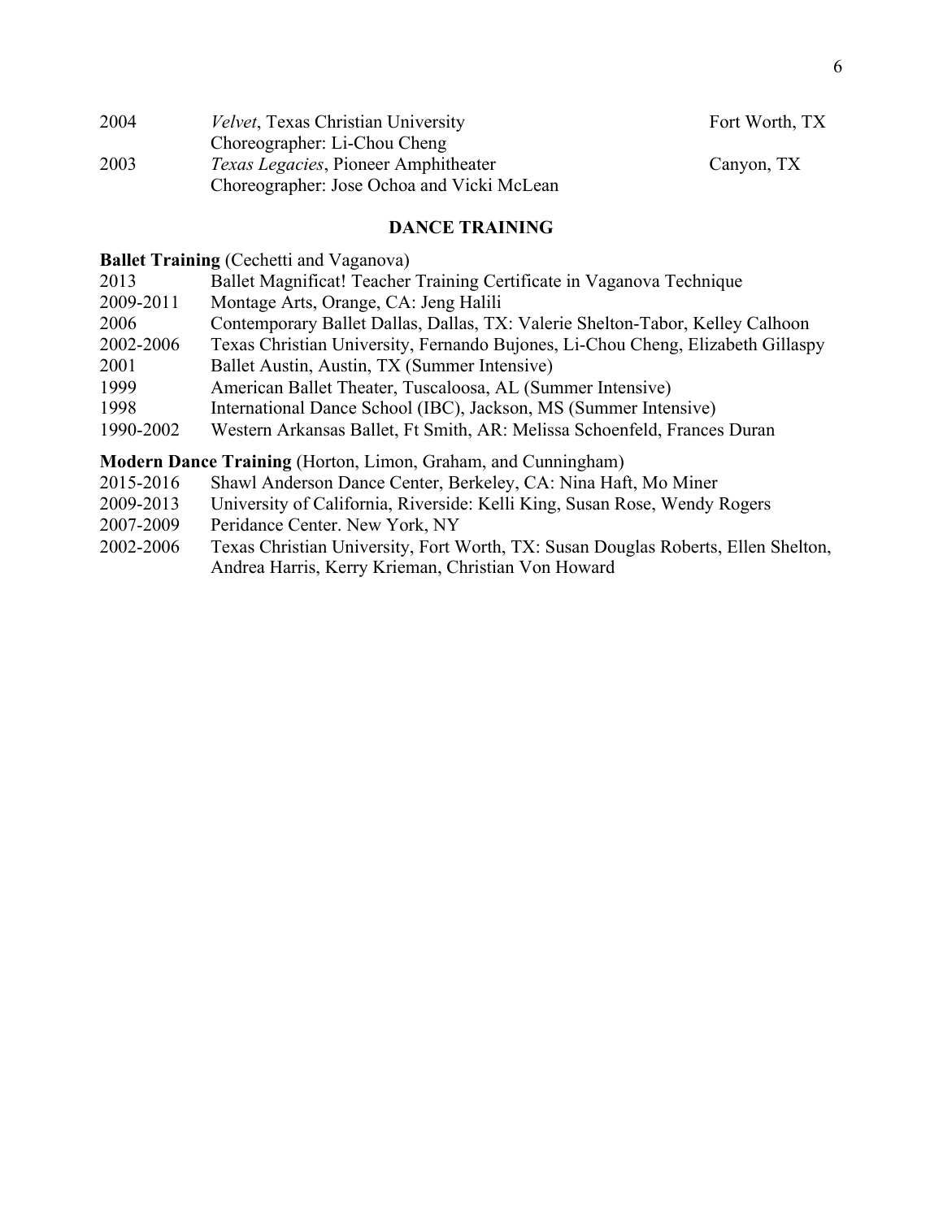| | | |
|---|---|---|
| 2004 | *Velvet*, Texas Christian University<br>Choreographer: Li-Chou Cheng | Fort Worth, TX |
| 2003 | *Texas Legacies*, Pioneer Amphitheater<br>Choreographer: Jose Ochoa and Vicki McLean | Canyon, TX |

## DANCE TRAINING

**Ballet Training** (Cechetti and Vaganova)

| | |
|---|---|
| 2013 | Ballet Magnificat! Teacher Training Certificate in Vaganova Technique |
| 2009-2011 | Montage Arts, Orange, CA: Jeng Halili |
| 2006 | Contemporary Ballet Dallas, Dallas, TX: Valerie Shelton-Tabor, Kelley Calhoon |
| 2002-2006 | Texas Christian University, Fernando Bujones, Li-Chou Cheng, Elizabeth Gillaspy |
| 2001 | Ballet Austin, Austin, TX (Summer Intensive) |
| 1999 | American Ballet Theater, Tuscaloosa, AL (Summer Intensive) |
| 1998 | International Dance School (IBC), Jackson, MS (Summer Intensive) |
| 1990-2002 | Western Arkansas Ballet, Ft Smith, AR: Melissa Schoenfeld, Frances Duran |

**Modern Dance Training** (Horton, Limon, Graham, and Cunningham)

| | |
|---|---|
| 2015-2016 | Shawl Anderson Dance Center, Berkeley, CA: Nina Haft, Mo Miner |
| 2009-2013 | University of California, Riverside: Kelli King, Susan Rose, Wendy Rogers |
| 2007-2009 | Peridance Center. New York, NY |
| 2002-2006 | Texas Christian University, Fort Worth, TX: Susan Douglas Roberts, Ellen Shelton, Andrea Harris, Kerry Krieman, Christian Von Howard |